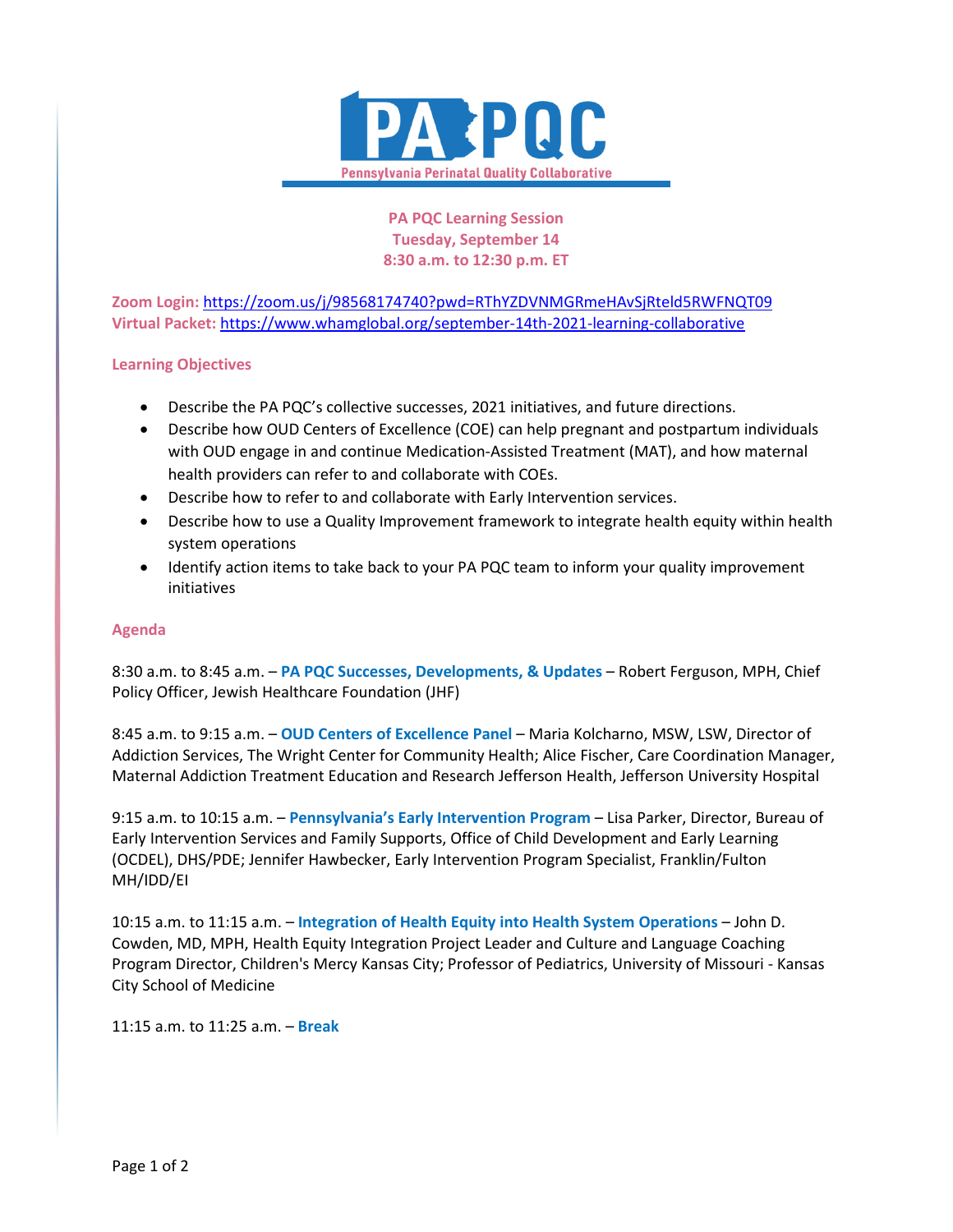# PA PQC

Pennsylvania Perinatal Quality Collaborative

**PA PQC Learning Session**
**Tuesday, September 14**
**8:30 a.m. to 12:30 p.m. ET**

**Zoom Login:** https://zoom.us/j/98568174740?pwd=RThYZDVNMGRmeHAvSjRteld5RWFNQT09
**Virtual Packet:** https://www.whamglobal.org/september-14th-2021-learning-collaborative

## Learning Objectives

- Describe the PA PQC's collective successes, 2021 initiatives, and future directions.
- Describe how OUD Centers of Excellence (COE) can help pregnant and postpartum individuals with OUD engage in and continue Medication-Assisted Treatment (MAT), and how maternal health providers can refer to and collaborate with COEs.
- Describe how to refer to and collaborate with Early Intervention services.
- Describe how to use a Quality Improvement framework to integrate health equity within health system operations
- Identify action items to take back to your PA PQC team to inform your quality improvement initiatives

## Agenda

8:30 a.m. to 8:45 a.m. – **PA PQC Successes, Developments, & Updates** – Robert Ferguson, MPH, Chief Policy Officer, Jewish Healthcare Foundation (JHF)

8:45 a.m. to 9:15 a.m. – **OUD Centers of Excellence Panel** – Maria Kolcharno, MSW, LSW, Director of Addiction Services, The Wright Center for Community Health; Alice Fischer, Care Coordination Manager, Maternal Addiction Treatment Education and Research Jefferson Health, Jefferson University Hospital

9:15 a.m. to 10:15 a.m. – **Pennsylvania's Early Intervention Program** – Lisa Parker, Director, Bureau of Early Intervention Services and Family Supports, Office of Child Development and Early Learning (OCDEL), DHS/PDE; Jennifer Hawbecker, Early Intervention Program Specialist, Franklin/Fulton MH/IDD/EI

10:15 a.m. to 11:15 a.m. – **Integration of Health Equity into Health System Operations** – John D. Cowden, MD, MPH, Health Equity Integration Project Leader and Culture and Language Coaching Program Director, Children's Mercy Kansas City; Professor of Pediatrics, University of Missouri - Kansas City School of Medicine

11:15 a.m. to 11:25 a.m. – **Break**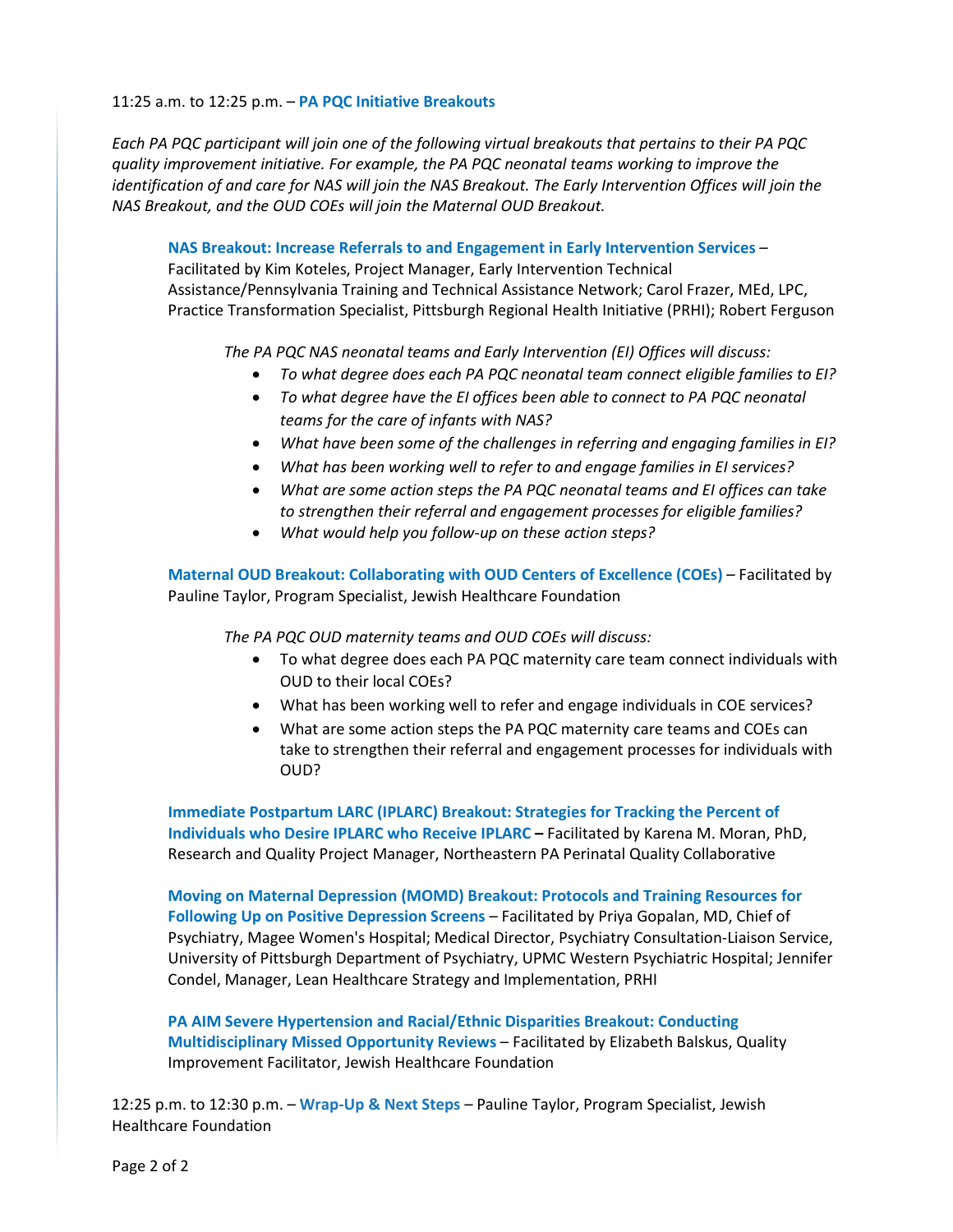11:25 a.m. to 12:25 p.m. – **PA PQC Initiative Breakouts**

*Each PA PQC participant will join one of the following virtual breakouts that pertains to their PA PQC quality improvement initiative. For example, the PA PQC neonatal teams working to improve the identification of and care for NAS will join the NAS Breakout. The Early Intervention Offices will join the NAS Breakout, and the OUD COEs will join the Maternal OUD Breakout.*

**NAS Breakout: Increase Referrals to and Engagement in Early Intervention Services** – Facilitated by Kim Koteles, Project Manager, Early Intervention Technical Assistance/Pennsylvania Training and Technical Assistance Network; Carol Frazer, MEd, LPC, Practice Transformation Specialist, Pittsburgh Regional Health Initiative (PRHI); Robert Ferguson

*The PA PQC NAS neonatal teams and Early Intervention (EI) Offices will discuss:*

- *To what degree does each PA PQC neonatal team connect eligible families to EI?*
- *To what degree have the EI offices been able to connect to PA PQC neonatal teams for the care of infants with NAS?*
- *What have been some of the challenges in referring and engaging families in EI?*
- *What has been working well to refer to and engage families in EI services?*
- *What are some action steps the PA PQC neonatal teams and EI offices can take to strengthen their referral and engagement processes for eligible families?*
- *What would help you follow-up on these action steps?*

**Maternal OUD Breakout: Collaborating with OUD Centers of Excellence (COEs)** – Facilitated by Pauline Taylor, Program Specialist, Jewish Healthcare Foundation

*The PA PQC OUD maternity teams and OUD COEs will discuss:*

- To what degree does each PA PQC maternity care team connect individuals with OUD to their local COEs?
- What has been working well to refer and engage individuals in COE services?
- What are some action steps the PA PQC maternity care teams and COEs can take to strengthen their referral and engagement processes for individuals with OUD?

**Immediate Postpartum LARC (IPLARC) Breakout: Strategies for Tracking the Percent of Individuals who Desire IPLARC who Receive IPLARC** – Facilitated by Karena M. Moran, PhD, Research and Quality Project Manager, Northeastern PA Perinatal Quality Collaborative

**Moving on Maternal Depression (MOMD) Breakout: Protocols and Training Resources for Following Up on Positive Depression Screens** – Facilitated by Priya Gopalan, MD, Chief of Psychiatry, Magee Women's Hospital; Medical Director, Psychiatry Consultation-Liaison Service, University of Pittsburgh Department of Psychiatry, UPMC Western Psychiatric Hospital; Jennifer Condel, Manager, Lean Healthcare Strategy and Implementation, PRHI

**PA AIM Severe Hypertension and Racial/Ethnic Disparities Breakout: Conducting Multidisciplinary Missed Opportunity Reviews** – Facilitated by Elizabeth Balskus, Quality Improvement Facilitator, Jewish Healthcare Foundation

12:25 p.m. to 12:30 p.m. – **Wrap-Up & Next Steps** – Pauline Taylor, Program Specialist, Jewish Healthcare Foundation